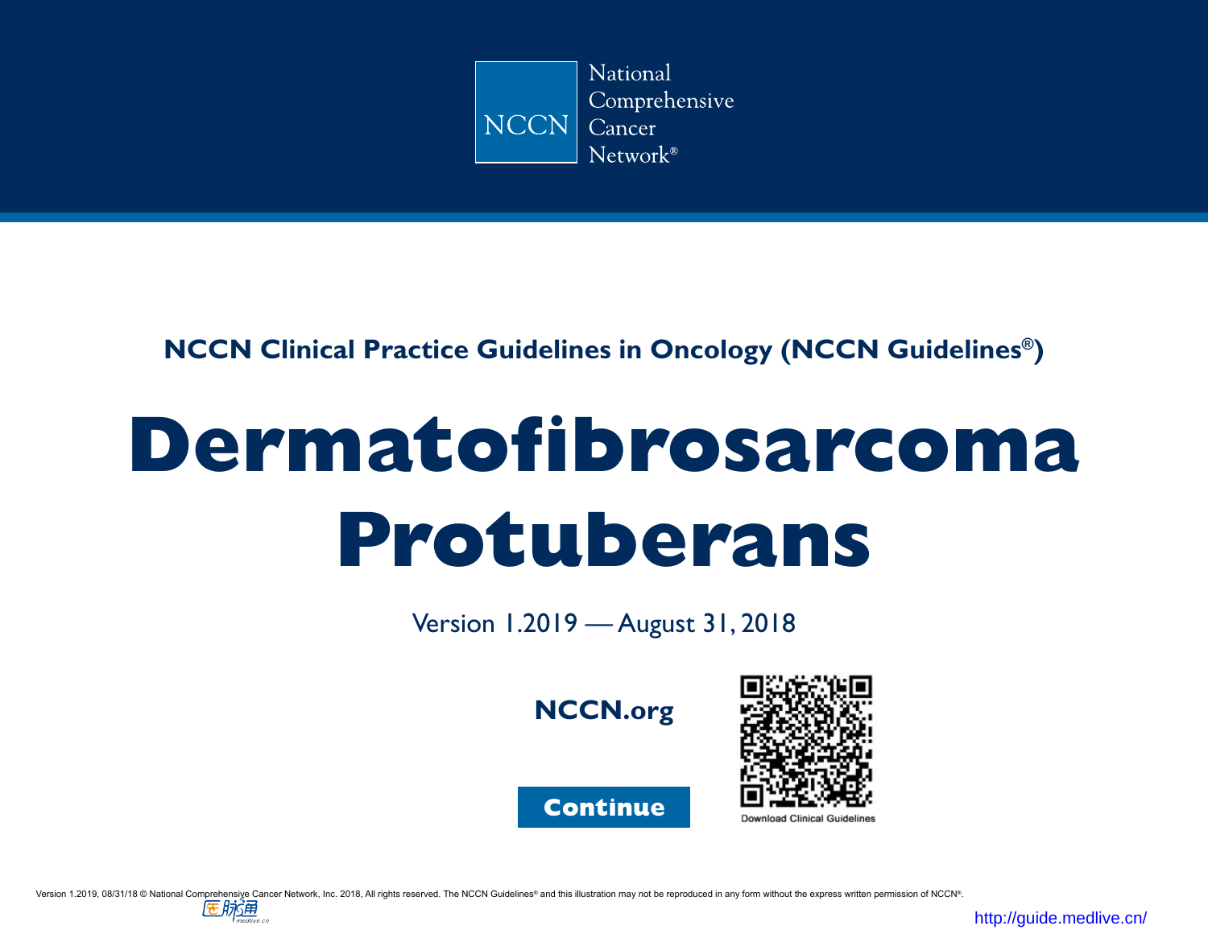National Comprehensive Cancer Network®

NCCN Clinical Practice Guidelines in Oncology (NCCN Guidelines®)

# Dermatofibrosarcoma Protuberans

Version 1.2019 — August 31, 2018

**NCCN.org**

**Continue**

Download Clinical Guidelines

Version 1.2019, 08/31/18 © National Comprehensive Cancer Network, Inc. 2018, All rights reserved. The NCCN Guidelines® and this illustration may not be reproduced in any form without the express written permission of NCCN®.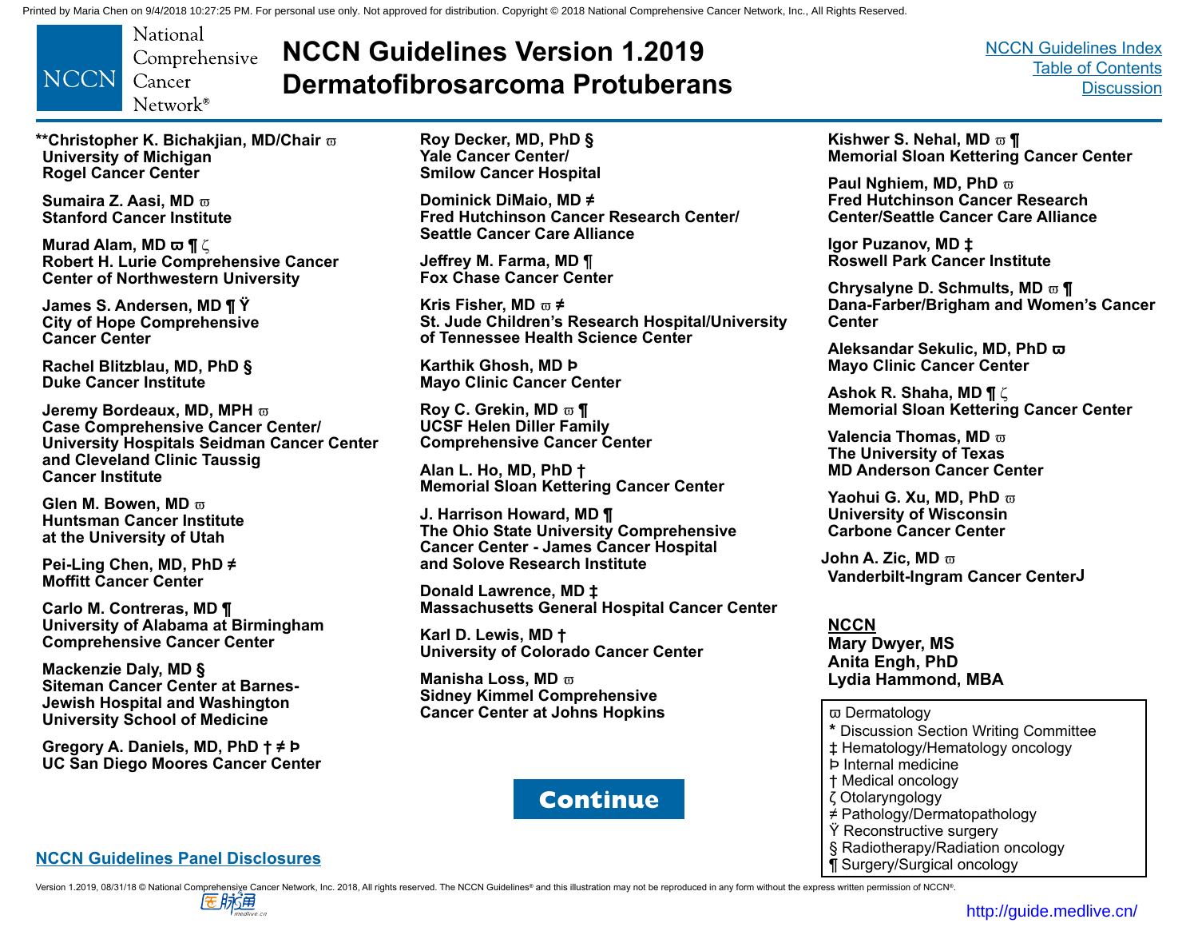# NCCN Guidelines Version 1.2019 Dermatofibrosarcoma Protuberans

NCCN Guidelines Index
Table of Contents
Discussion

**Christopher K. Bichakjian, MD/Chair ϖ
University of Michigan
Rogel Cancer Center

Sumaira Z. Aasi, MD ϖ
Stanford Cancer Institute

Murad Alam, MD ϖ ¶ ζ
Robert H. Lurie Comprehensive Cancer Center of Northwestern University

James S. Andersen, MD ¶ Ÿ
City of Hope Comprehensive Cancer Center

Rachel Blitzblau, MD, PhD §
Duke Cancer Institute

Jeremy Bordeaux, MD, MPH ϖ
Case Comprehensive Cancer Center/ University Hospitals Seidman Cancer Center and Cleveland Clinic Taussig Cancer Institute

Glen M. Bowen, MD ϖ
Huntsman Cancer Institute at the University of Utah

Pei-Ling Chen, MD, PhD ≠
Moffitt Cancer Center

Carlo M. Contreras, MD ¶
University of Alabama at Birmingham Comprehensive Cancer Center

Mackenzie Daly, MD §
Siteman Cancer Center at Barnes-Jewish Hospital and Washington University School of Medicine

Gregory A. Daniels, MD, PhD † ≠ Þ
UC San Diego Moores Cancer Center

Roy Decker, MD, PhD §
Yale Cancer Center/ Smilow Cancer Hospital

Dominick DiMaio, MD ≠
Fred Hutchinson Cancer Research Center/ Seattle Cancer Care Alliance

Jeffrey M. Farma, MD ¶
Fox Chase Cancer Center

Kris Fisher, MD ϖ ≠
St. Jude Children's Research Hospital/University of Tennessee Health Science Center

Karthik Ghosh, MD Þ
Mayo Clinic Cancer Center

Roy C. Grekin, MD ϖ ¶
UCSF Helen Diller Family Comprehensive Cancer Center

Alan L. Ho, MD, PhD †
Memorial Sloan Kettering Cancer Center

J. Harrison Howard, MD ¶
The Ohio State University Comprehensive Cancer Center - James Cancer Hospital and Solove Research Institute

Donald Lawrence, MD ‡
Massachusetts General Hospital Cancer Center

Karl D. Lewis, MD †
University of Colorado Cancer Center

Manisha Loss, MD ϖ
Sidney Kimmel Comprehensive Cancer Center at Johns Hopkins

Kishwer S. Nehal, MD ϖ ¶
Memorial Sloan Kettering Cancer Center

Paul Nghiem, MD, PhD ϖ
Fred Hutchinson Cancer Research Center/Seattle Cancer Care Alliance

Igor Puzanov, MD ‡
Roswell Park Cancer Institute

Chrysalyne D. Schmults, MD ϖ ¶
Dana-Farber/Brigham and Women's Cancer Center

Aleksandar Sekulic, MD, PhD ϖ
Mayo Clinic Cancer Center

Ashok R. Shaha, MD ¶ ζ
Memorial Sloan Kettering Cancer Center

Valencia Thomas, MD ϖ
The University of Texas MD Anderson Cancer Center

Yaohui G. Xu, MD, PhD ϖ
University of Wisconsin Carbone Cancer Center

John A. Zic, MD ϖ
Vanderbilt-Ingram Cancer CenterJ

**NCCN**
Mary Dwyer, MS
Anita Engh, PhD
Lydia Hammond, MBA

ϖ Dermatology
* Discussion Section Writing Committee
‡ Hematology/Hematology oncology
Þ Internal medicine
† Medical oncology
ζ Otolaryngology
≠ Pathology/Dermatopathology
Ÿ Reconstructive surgery
§ Radiotherapy/Radiation oncology
¶ Surgery/Surgical oncology

Continue

NCCN Guidelines Panel Disclosures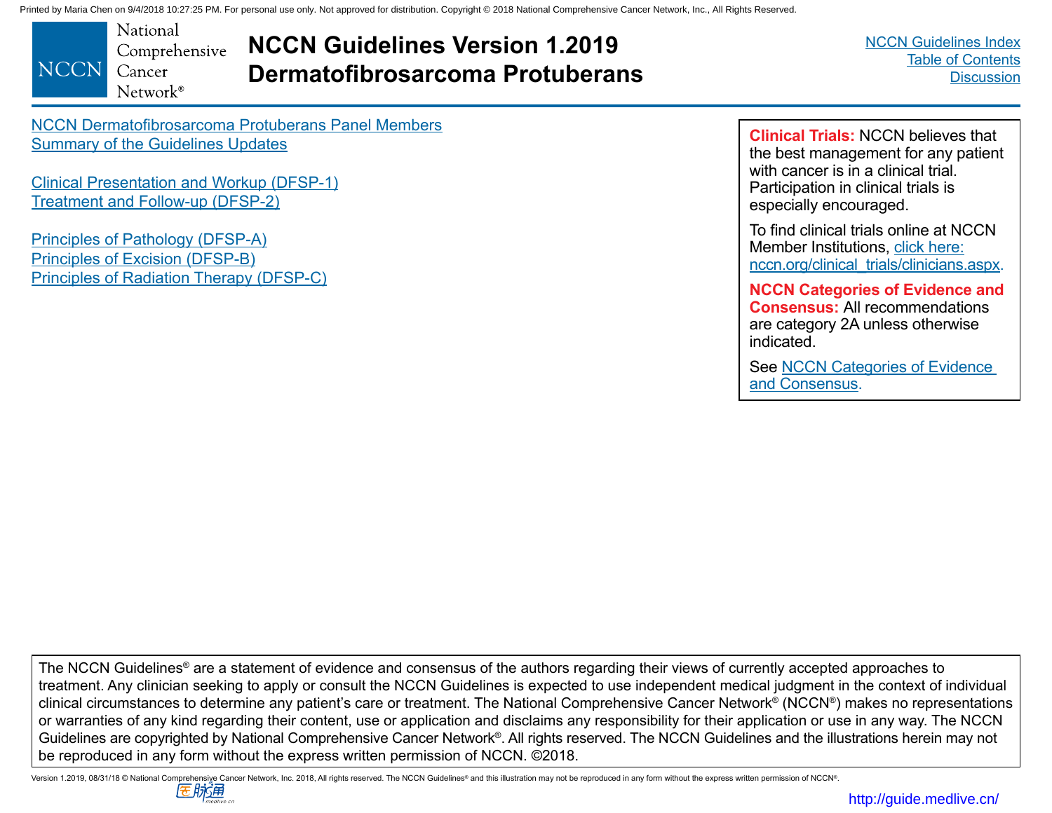# NCCN Guidelines Version 1.2019 Dermatofibrosarcoma Protuberans

NCCN Guidelines Index
Table of Contents
Discussion

NCCN Dermatofibrosarcoma Protuberans Panel Members
Summary of the Guidelines Updates

Clinical Presentation and Workup (DFSP-1)
Treatment and Follow-up (DFSP-2)

Principles of Pathology (DFSP-A)
Principles of Excision (DFSP-B)
Principles of Radiation Therapy (DFSP-C)

**Clinical Trials:** NCCN believes that the best management for any patient with cancer is in a clinical trial. Participation in clinical trials is especially encouraged.

To find clinical trials online at NCCN Member Institutions, click here: nccn.org/clinical_trials/clinicians.aspx.

**NCCN Categories of Evidence and Consensus:** All recommendations are category 2A unless otherwise indicated.

See NCCN Categories of Evidence and Consensus.

The NCCN Guidelines® are a statement of evidence and consensus of the authors regarding their views of currently accepted approaches to treatment. Any clinician seeking to apply or consult the NCCN Guidelines is expected to use independent medical judgment in the context of individual clinical circumstances to determine any patient's care or treatment. The National Comprehensive Cancer Network® (NCCN®) makes no representations or warranties of any kind regarding their content, use or application and disclaims any responsibility for their application or use in any way. The NCCN Guidelines are copyrighted by National Comprehensive Cancer Network®. All rights reserved. The NCCN Guidelines and the illustrations herein may not be reproduced in any form without the express written permission of NCCN. ©2018.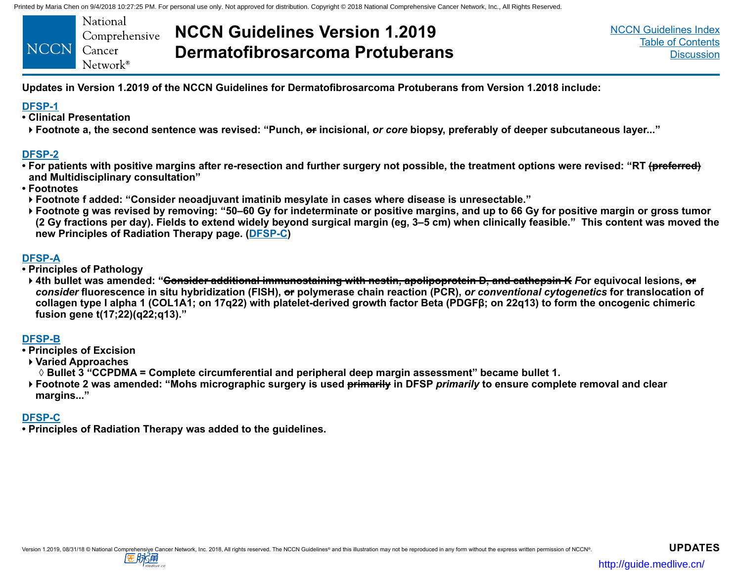**Updates in Version 1.2019 of the NCCN Guidelines for Dermatofibrosarcoma Protuberans from Version 1.2018 include:**

**DFSP-1**

- **Clinical Presentation**
  - Footnote a, the second sentence was revised: "Punch, ~~or~~ incisional, *or core* biopsy, preferably of deeper subcutaneous layer..."

**DFSP-2**

- For patients with positive margins after re-resection and further surgery not possible, the treatment options were revised: "RT ~~(preferred)~~ and Multidisciplinary consultation"
- **Footnotes**
  - Footnote f added: "Consider neoadjuvant imatinib mesylate in cases where disease is unresectable."
  - Footnote g was revised by removing: "50–60 Gy for indeterminate or positive margins, and up to 66 Gy for positive margin or gross tumor (2 Gy fractions per day). Fields to extend widely beyond surgical margin (eg, 3–5 cm) when clinically feasible." This content was moved the new Principles of Radiation Therapy page. (DFSP-C)

**DFSP-A**

- **Principles of Pathology**
  - 4th bullet was amended: "~~Consider additional immunostaining with nestin, apolipoprotein D, and cathepsin K~~ *F*or equivocal lesions, ~~or~~ *consider* fluorescence in situ hybridization (FISH), ~~or~~ polymerase chain reaction (PCR), *or conventional cytogenetics* for translocation of collagen type I alpha 1 (COL1A1; on 17q22) with platelet-derived growth factor Beta (PDGFβ; on 22q13) to form the oncogenic chimeric fusion gene t(17;22)(q22;q13)."

**DFSP-B**

- **Principles of Excision**
  - Varied Approaches
    - ◊ Bullet 3 "CCPDMA = Complete circumferential and peripheral deep margin assessment" became bullet 1.
  - Footnote 2 was amended: "Mohs micrographic surgery is used ~~primarily~~ in DFSP *primarily* to ensure complete removal and clear margins..."

**DFSP-C**

- Principles of Radiation Therapy was added to the guidelines.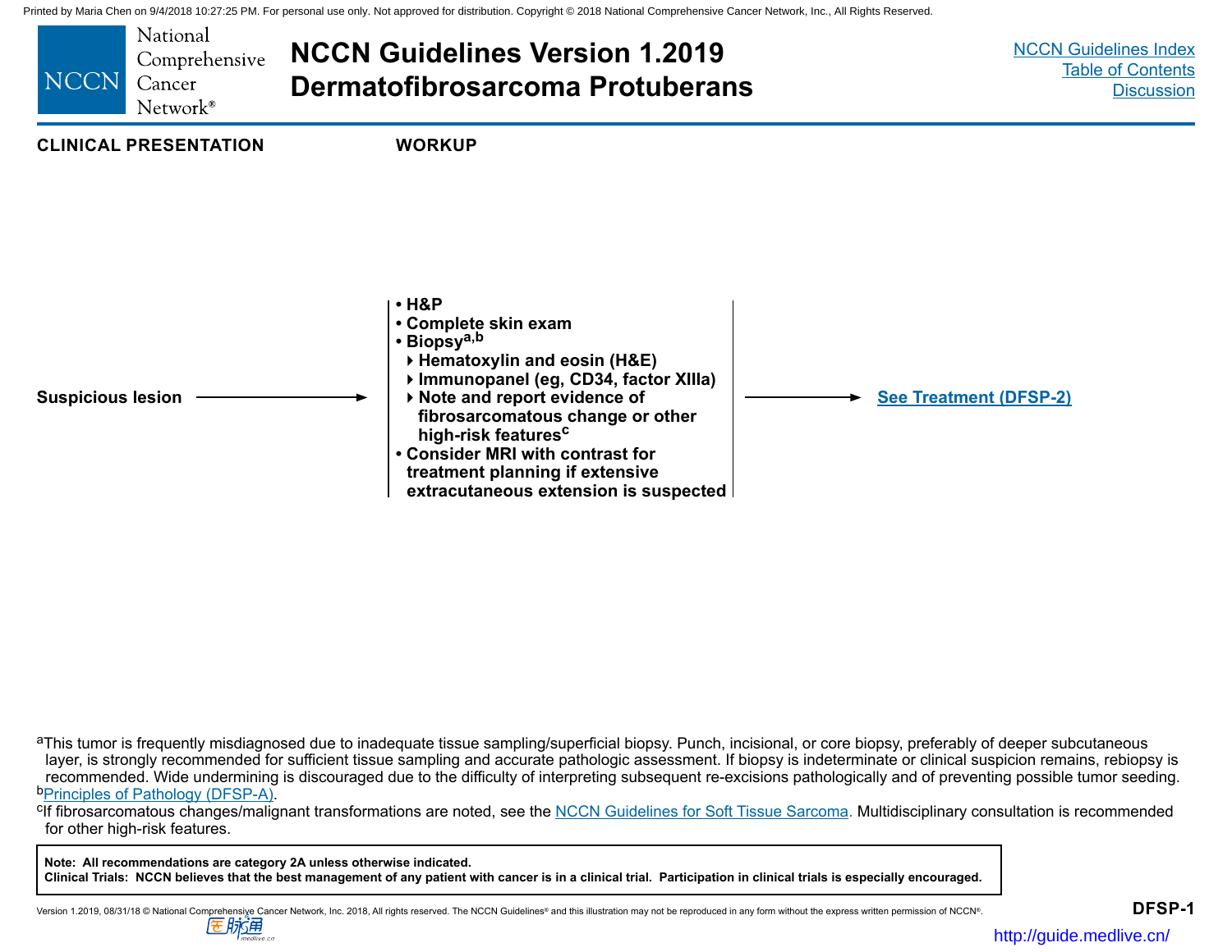# NCCN Guidelines Version 1.2019
# Dermatofibrosarcoma Protuberans

NCCN Guidelines Index
Table of Contents
Discussion

**CLINICAL PRESENTATION** | **WORKUP**

**Suspicious lesion** → 

- **H&P**
- **Complete skin exam**
- **Biopsy[a,b]**
  - **Hematoxylin and eosin (H&E)**
  - **Immunopanel (eg, CD34, factor XIIIa)**
  - **Note and report evidence of fibrosarcomatous change or other high-risk features[c]**
- **Consider MRI with contrast for treatment planning if extensive extracutaneous extension is suspected**

→ **See Treatment (DFSP-2)**

[a]This tumor is frequently misdiagnosed due to inadequate tissue sampling/superficial biopsy. Punch, incisional, or core biopsy, preferably of deeper subcutaneous layer, is strongly recommended for sufficient tissue sampling and accurate pathologic assessment. If biopsy is indeterminate or clinical suspicion remains, rebiopsy is recommended. Wide undermining is discouraged due to the difficulty of interpreting subsequent re-excisions pathologically and of preventing possible tumor seeding.

[b]Principles of Pathology (DFSP-A).

[c]If fibrosarcomatous changes/malignant transformations are noted, see the NCCN Guidelines for Soft Tissue Sarcoma. Multidisciplinary consultation is recommended for other high-risk features.

**Note: All recommendations are category 2A unless otherwise indicated.**
**Clinical Trials: NCCN believes that the best management of any patient with cancer is in a clinical trial. Participation in clinical trials is especially encouraged.**

**DFSP-1**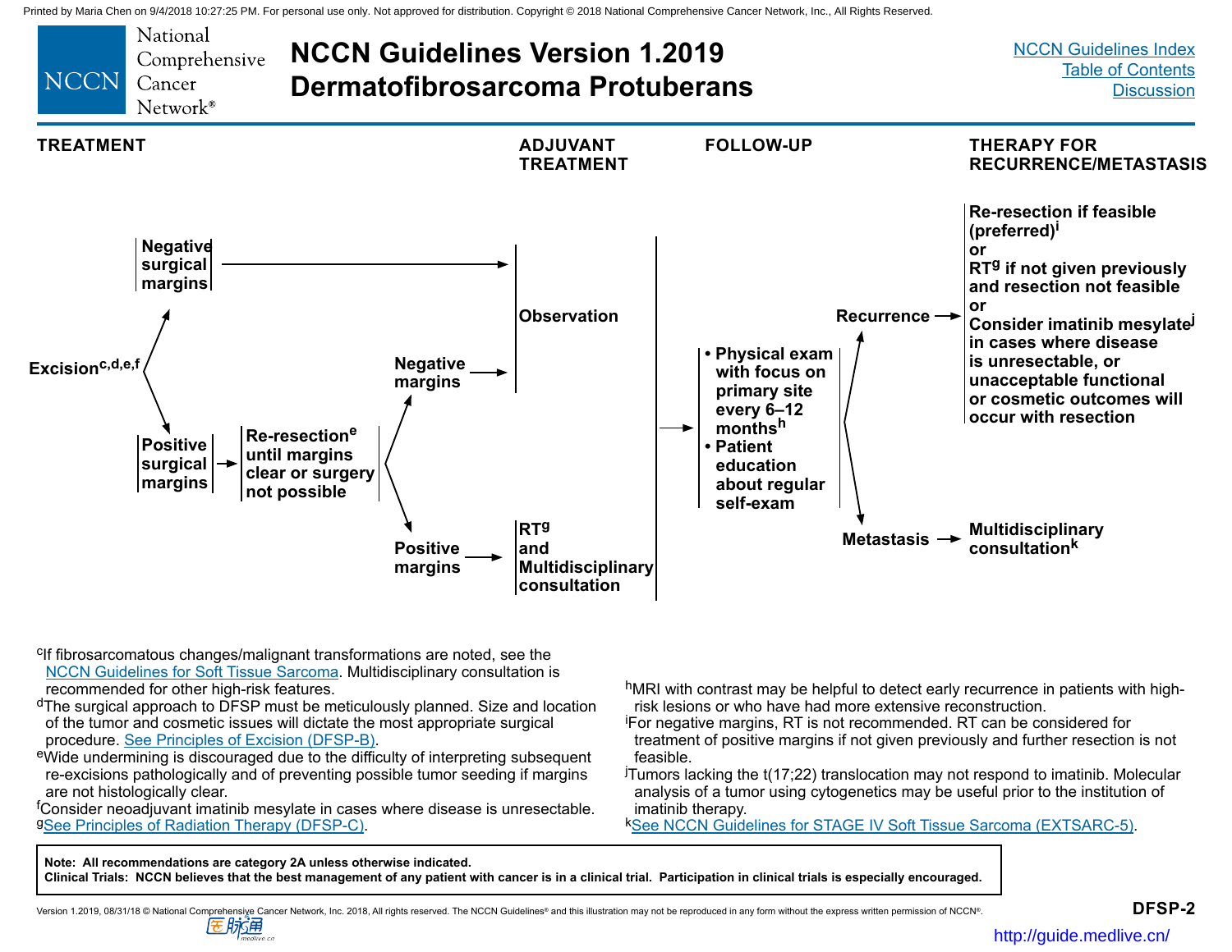# NCCN Guidelines Version 1.2019
# Dermatofibrosarcoma Protuberans

[NCCN Guidelines Index](#)
[Table of Contents](#)
[Discussion](#)

| TREATMENT | | | | ADJUVANT TREATMENT | FOLLOW-UP | | THERAPY FOR RECURRENCE/METASTASIS |
|---|---|---|---|---|---|---|---|
| Excision[c,d,e,f] | Negative surgical margins | | | Observation | • Physical exam with focus on primary site every 6–12 months[h] • Patient education about regular self-exam | Recurrence | Re-resection if feasible (preferred)[i] or RT[g] if not given previously and resection not feasible or Consider imatinib mesylate[j] in cases where disease is unresectable, or unacceptable functional or cosmetic outcomes will occur with resection |
| | Positive surgical margins | Re-resection[e] until margins clear or surgery not possible | Negative margins | Observation | | | |
| | | | Positive margins | RT[g] and Multidisciplinary consultation | | Metastasis | Multidisciplinary consultation[k] |

[c]If fibrosarcomatous changes/malignant transformations are noted, see the [NCCN Guidelines for Soft Tissue Sarcoma](#). Multidisciplinary consultation is recommended for other high-risk features.

[d]The surgical approach to DFSP must be meticulously planned. Size and location of the tumor and cosmetic issues will dictate the most appropriate surgical procedure. [See Principles of Excision (DFSP-B)](#).

[e]Wide undermining is discouraged due to the difficulty of interpreting subsequent re-excisions pathologically and of preventing possible tumor seeding if margins are not histologically clear.

[f]Consider neoadjuvant imatinib mesylate in cases where disease is unresectable.

[g][See Principles of Radiation Therapy (DFSP-C)](#).

[h]MRI with contrast may be helpful to detect early recurrence in patients with high-risk lesions or who have had more extensive reconstruction.

[i]For negative margins, RT is not recommended. RT can be considered for treatment of positive margins if not given previously and further resection is not feasible.

[j]Tumors lacking the t(17;22) translocation may not respond to imatinib. Molecular analysis of a tumor using cytogenetics may be useful prior to the institution of imatinib therapy.

[k][See NCCN Guidelines for STAGE IV Soft Tissue Sarcoma (EXTSARC-5)](#).

**Note: All recommendations are category 2A unless otherwise indicated.**
**Clinical Trials: NCCN believes that the best management of any patient with cancer is in a clinical trial. Participation in clinical trials is especially encouraged.**

DFSP-2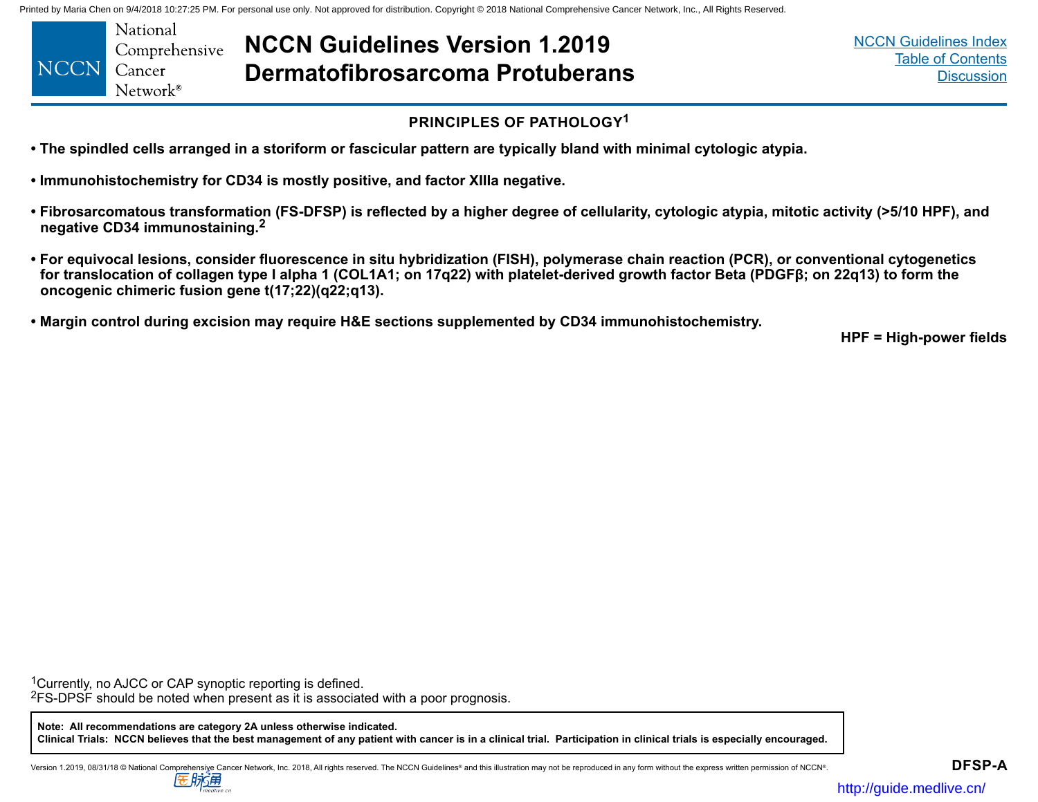## PRINCIPLES OF PATHOLOGY[1]

- **The spindled cells arranged in a storiform or fascicular pattern are typically bland with minimal cytologic atypia.**
- **Immunohistochemistry for CD34 is mostly positive, and factor XIIIa negative.**
- **Fibrosarcomatous transformation (FS-DFSP) is reflected by a higher degree of cellularity, cytologic atypia, mitotic activity (>5/10 HPF), and negative CD34 immunostaining.[2]**
- **For equivocal lesions, consider fluorescence in situ hybridization (FISH), polymerase chain reaction (PCR), or conventional cytogenetics for translocation of collagen type I alpha 1 (COL1A1; on 17q22) with platelet-derived growth factor Beta (PDGFβ; on 22q13) to form the oncogenic chimeric fusion gene t(17;22)(q22;q13).**
- **Margin control during excision may require H&E sections supplemented by CD34 immunohistochemistry.**

**HPF = High-power fields**

[1] Currently, no AJCC or CAP synoptic reporting is defined.
[2] FS-DPSF should be noted when present as it is associated with a poor prognosis.

**Note: All recommendations are category 2A unless otherwise indicated.**
**Clinical Trials: NCCN believes that the best management of any patient with cancer is in a clinical trial. Participation in clinical trials is especially encouraged.**

DFSP-A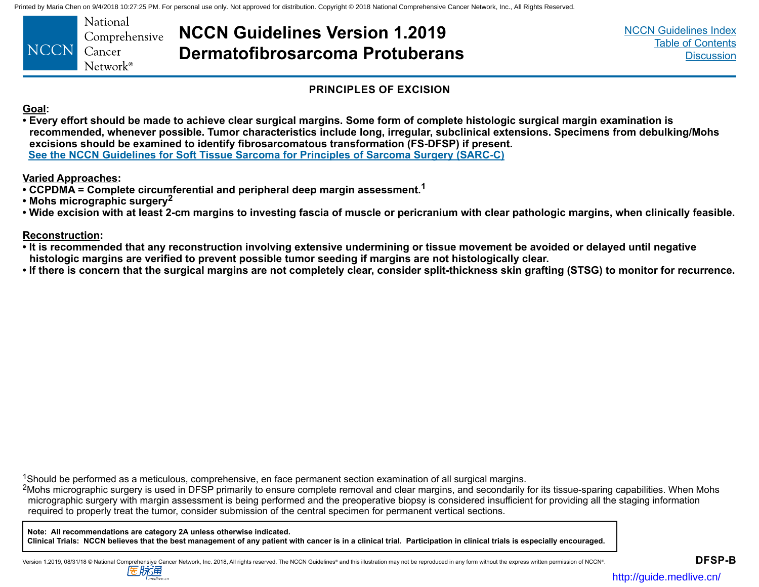## PRINCIPLES OF EXCISION

**Goal:**

- **Every effort should be made to achieve clear surgical margins. Some form of complete histologic surgical margin examination is recommended, whenever possible. Tumor characteristics include long, irregular, subclinical extensions. Specimens from debulking/Mohs excisions should be examined to identify fibrosarcomatous transformation (FS-DFSP) if present.**
  **See the NCCN Guidelines for Soft Tissue Sarcoma for Principles of Sarcoma Surgery (SARC-C)**

**Varied Approaches:**

- **CCPDMA = Complete circumferential and peripheral deep margin assessment.[1]**
- **Mohs micrographic surgery[2]**
- **Wide excision with at least 2-cm margins to investing fascia of muscle or pericranium with clear pathologic margins, when clinically feasible.**

**Reconstruction:**

- **It is recommended that any reconstruction involving extensive undermining or tissue movement be avoided or delayed until negative histologic margins are verified to prevent possible tumor seeding if margins are not histologically clear.**
- **If there is concern that the surgical margins are not completely clear, consider split-thickness skin grafting (STSG) to monitor for recurrence.**

[1]Should be performed as a meticulous, comprehensive, en face permanent section examination of all surgical margins.

[2]Mohs micrographic surgery is used in DFSP primarily to ensure complete removal and clear margins, and secondarily for its tissue-sparing capabilities. When Mohs micrographic surgery with margin assessment is being performed and the preoperative biopsy is considered insufficient for providing all the staging information required to properly treat the tumor, consider submission of the central specimen for permanent vertical sections.

**Note: All recommendations are category 2A unless otherwise indicated.**
**Clinical Trials: NCCN believes that the best management of any patient with cancer is in a clinical trial. Participation in clinical trials is especially encouraged.**

DFSP-B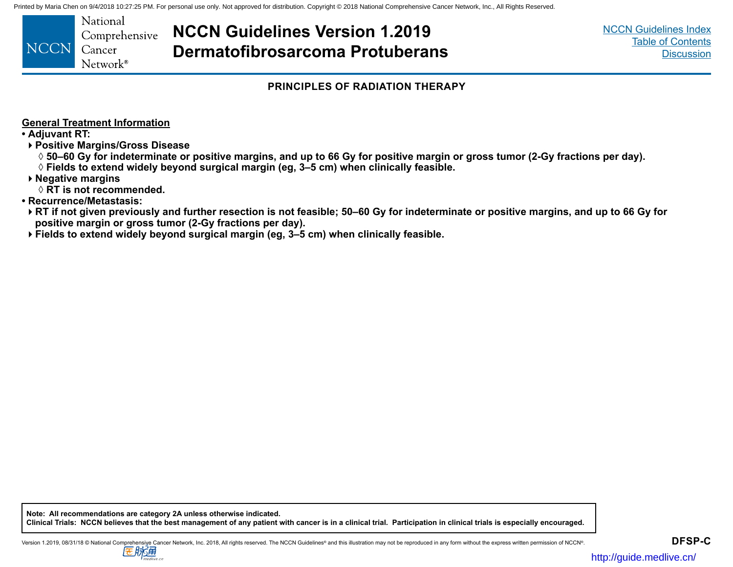## PRINCIPLES OF RADIATION THERAPY

**General Treatment Information**

- **Adjuvant RT:**
  - **Positive Margins/Gross Disease**
    - **50–60 Gy for indeterminate or positive margins, and up to 66 Gy for positive margin or gross tumor (2-Gy fractions per day).**
    - **Fields to extend widely beyond surgical margin (eg, 3–5 cm) when clinically feasible.**
  - **Negative margins**
    - **RT is not recommended.**
- **Recurrence/Metastasis:**
  - **RT if not given previously and further resection is not feasible; 50–60 Gy for indeterminate or positive margins, and up to 66 Gy for positive margin or gross tumor (2-Gy fractions per day).**
  - **Fields to extend widely beyond surgical margin (eg, 3–5 cm) when clinically feasible.**

**Note: All recommendations are category 2A unless otherwise indicated.**
**Clinical Trials: NCCN believes that the best management of any patient with cancer is in a clinical trial. Participation in clinical trials is especially encouraged.**

DFSP-C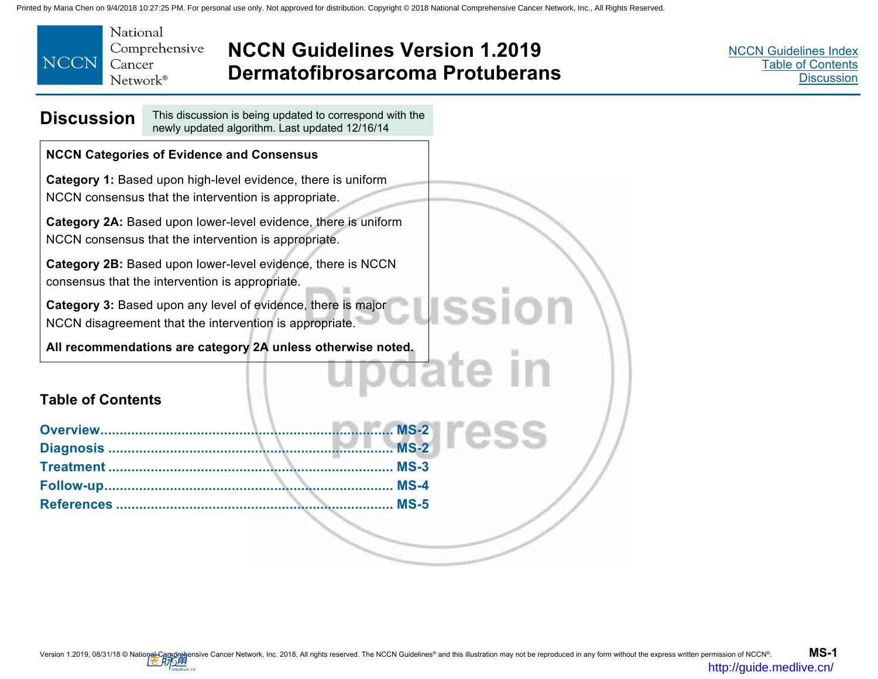# Discussion

This discussion is being updated to correspond with the newly updated algorithm. Last updated 12/16/14

**NCCN Categories of Evidence and Consensus**

**Category 1:** Based upon high-level evidence, there is uniform NCCN consensus that the intervention is appropriate.

**Category 2A:** Based upon lower-level evidence, there is uniform NCCN consensus that the intervention is appropriate.

**Category 2B:** Based upon lower-level evidence, there is NCCN consensus that the intervention is appropriate.

**Category 3:** Based upon any level of evidence, there is major NCCN disagreement that the intervention is appropriate.

**All recommendations are category 2A unless otherwise noted.**

## Table of Contents

- Overview ........ MS-2
- Diagnosis ........ MS-2
- Treatment ........ MS-3
- Follow-up ........ MS-4
- References ........ MS-5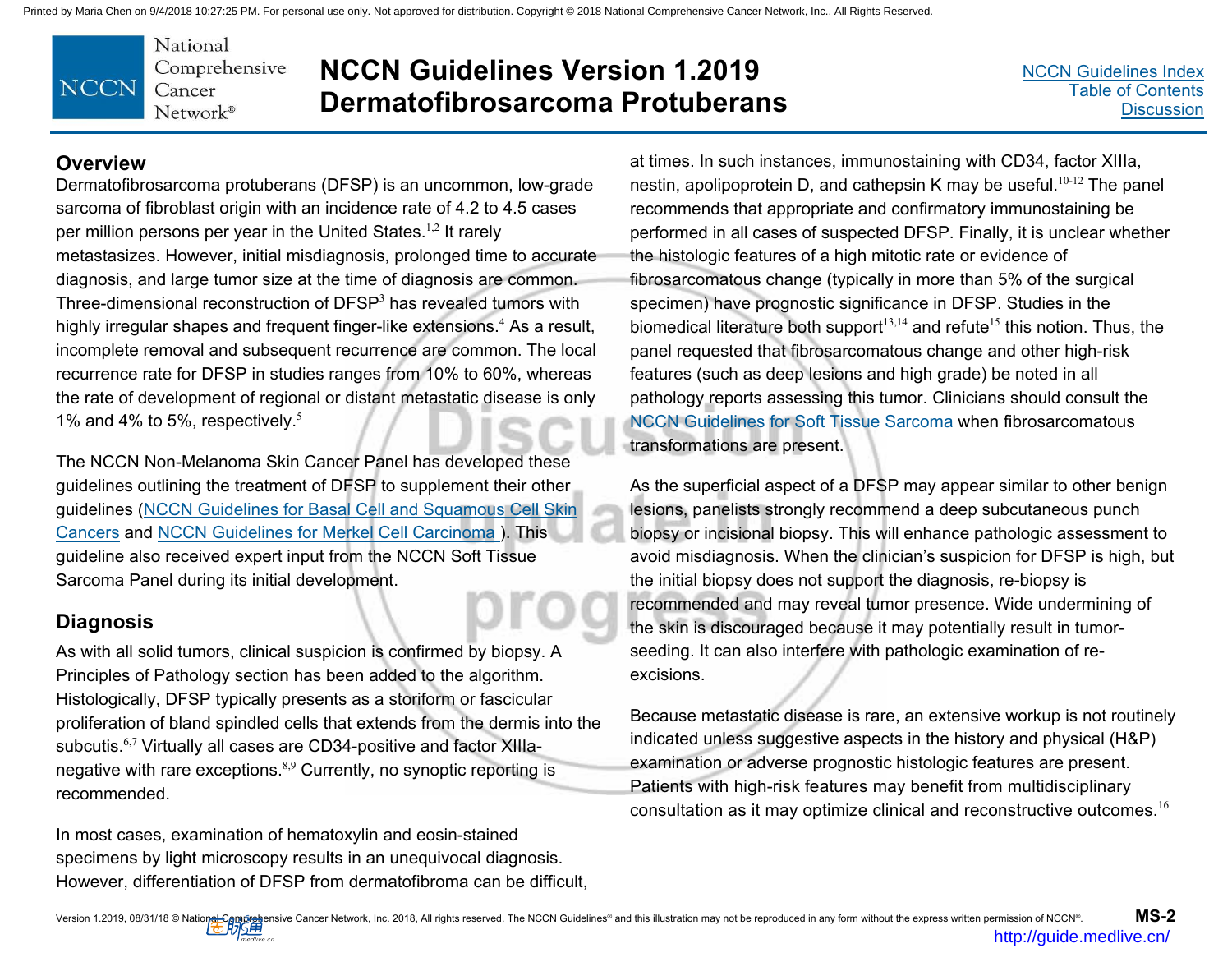## Overview

Dermatofibrosarcoma protuberans (DFSP) is an uncommon, low-grade sarcoma of fibroblast origin with an incidence rate of 4.2 to 4.5 cases per million persons per year in the United States.[1,2] It rarely metastasizes. However, initial misdiagnosis, prolonged time to accurate diagnosis, and large tumor size at the time of diagnosis are common. Three-dimensional reconstruction of DFSP[3] has revealed tumors with highly irregular shapes and frequent finger-like extensions.[4] As a result, incomplete removal and subsequent recurrence are common. The local recurrence rate for DFSP in studies ranges from 10% to 60%, whereas the rate of development of regional or distant metastatic disease is only 1% and 4% to 5%, respectively.[5]

The NCCN Non-Melanoma Skin Cancer Panel has developed these guidelines outlining the treatment of DFSP to supplement their other guidelines (NCCN Guidelines for Basal Cell and Squamous Cell Skin Cancers and NCCN Guidelines for Merkel Cell Carcinoma ). This guideline also received expert input from the NCCN Soft Tissue Sarcoma Panel during its initial development.

## Diagnosis

As with all solid tumors, clinical suspicion is confirmed by biopsy. A Principles of Pathology section has been added to the algorithm. Histologically, DFSP typically presents as a storiform or fascicular proliferation of bland spindled cells that extends from the dermis into the subcutis.[6,7] Virtually all cases are CD34-positive and factor XIIIa-negative with rare exceptions.[8,9] Currently, no synoptic reporting is recommended.

In most cases, examination of hematoxylin and eosin-stained specimens by light microscopy results in an unequivocal diagnosis. However, differentiation of DFSP from dermatofibroma can be difficult, at times. In such instances, immunostaining with CD34, factor XIIIa, nestin, apolipoprotein D, and cathepsin K may be useful.[10-12] The panel recommends that appropriate and confirmatory immunostaining be performed in all cases of suspected DFSP. Finally, it is unclear whether the histologic features of a high mitotic rate or evidence of fibrosarcomatous change (typically in more than 5% of the surgical specimen) have prognostic significance in DFSP. Studies in the biomedical literature both support[13,14] and refute[15] this notion. Thus, the panel requested that fibrosarcomatous change and other high-risk features (such as deep lesions and high grade) be noted in all pathology reports assessing this tumor. Clinicians should consult the NCCN Guidelines for Soft Tissue Sarcoma when fibrosarcomatous transformations are present.

As the superficial aspect of a DFSP may appear similar to other benign lesions, panelists strongly recommend a deep subcutaneous punch biopsy or incisional biopsy. This will enhance pathologic assessment to avoid misdiagnosis. When the clinician's suspicion for DFSP is high, but the initial biopsy does not support the diagnosis, re-biopsy is recommended and may reveal tumor presence. Wide undermining of the skin is discouraged because it may potentially result in tumor-seeding. It can also interfere with pathologic examination of re-excisions.

Because metastatic disease is rare, an extensive workup is not routinely indicated unless suggestive aspects in the history and physical (H&P) examination or adverse prognostic histologic features are present. Patients with high-risk features may benefit from multidisciplinary consultation as it may optimize clinical and reconstructive outcomes.[16]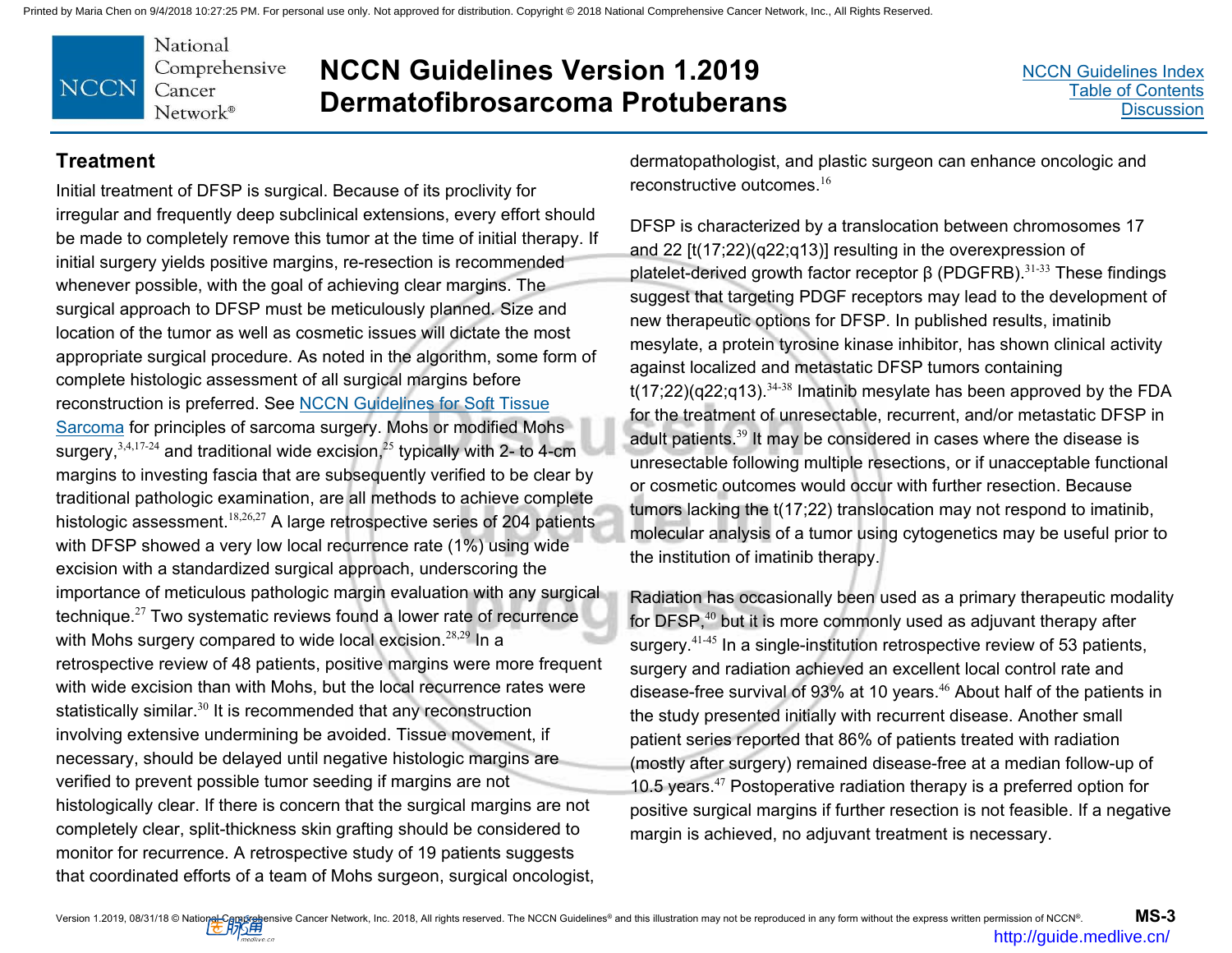## Treatment

Initial treatment of DFSP is surgical. Because of its proclivity for irregular and frequently deep subclinical extensions, every effort should be made to completely remove this tumor at the time of initial therapy. If initial surgery yields positive margins, re-resection is recommended whenever possible, with the goal of achieving clear margins. The surgical approach to DFSP must be meticulously planned. Size and location of the tumor as well as cosmetic issues will dictate the most appropriate surgical procedure. As noted in the algorithm, some form of complete histologic assessment of all surgical margins before reconstruction is preferred. See NCCN Guidelines for Soft Tissue Sarcoma for principles of sarcoma surgery. Mohs or modified Mohs surgery,[3,4,17-24] and traditional wide excision,[25] typically with 2- to 4-cm margins to investing fascia that are subsequently verified to be clear by traditional pathologic examination, are all methods to achieve complete histologic assessment.[18,26,27] A large retrospective series of 204 patients with DFSP showed a very low local recurrence rate (1%) using wide excision with a standardized surgical approach, underscoring the importance of meticulous pathologic margin evaluation with any surgical technique.[27] Two systematic reviews found a lower rate of recurrence with Mohs surgery compared to wide local excision.[28,29] In a retrospective review of 48 patients, positive margins were more frequent with wide excision than with Mohs, but the local recurrence rates were statistically similar.[30] It is recommended that any reconstruction involving extensive undermining be avoided. Tissue movement, if necessary, should be delayed until negative histologic margins are verified to prevent possible tumor seeding if margins are not histologically clear. If there is concern that the surgical margins are not completely clear, split-thickness skin grafting should be considered to monitor for recurrence. A retrospective study of 19 patients suggests that coordinated efforts of a team of Mohs surgeon, surgical oncologist, dermatopathologist, and plastic surgeon can enhance oncologic and reconstructive outcomes.[16]

DFSP is characterized by a translocation between chromosomes 17 and 22 [t(17;22)(q22;q13)] resulting in the overexpression of platelet-derived growth factor receptor β (PDGFRB).[31-33] These findings suggest that targeting PDGF receptors may lead to the development of new therapeutic options for DFSP. In published results, imatinib mesylate, a protein tyrosine kinase inhibitor, has shown clinical activity against localized and metastatic DFSP tumors containing t(17;22)(q22;q13).[34-38] Imatinib mesylate has been approved by the FDA for the treatment of unresectable, recurrent, and/or metastatic DFSP in adult patients.[39] It may be considered in cases where the disease is unresectable following multiple resections, or if unacceptable functional or cosmetic outcomes would occur with further resection. Because tumors lacking the t(17;22) translocation may not respond to imatinib, molecular analysis of a tumor using cytogenetics may be useful prior to the institution of imatinib therapy.

Radiation has occasionally been used as a primary therapeutic modality for DFSP,[40] but it is more commonly used as adjuvant therapy after surgery.[41-45] In a single-institution retrospective review of 53 patients, surgery and radiation achieved an excellent local control rate and disease-free survival of 93% at 10 years.[46] About half of the patients in the study presented initially with recurrent disease. Another small patient series reported that 86% of patients treated with radiation (mostly after surgery) remained disease-free at a median follow-up of 10.5 years.[47] Postoperative radiation therapy is a preferred option for positive surgical margins if further resection is not feasible. If a negative margin is achieved, no adjuvant treatment is necessary.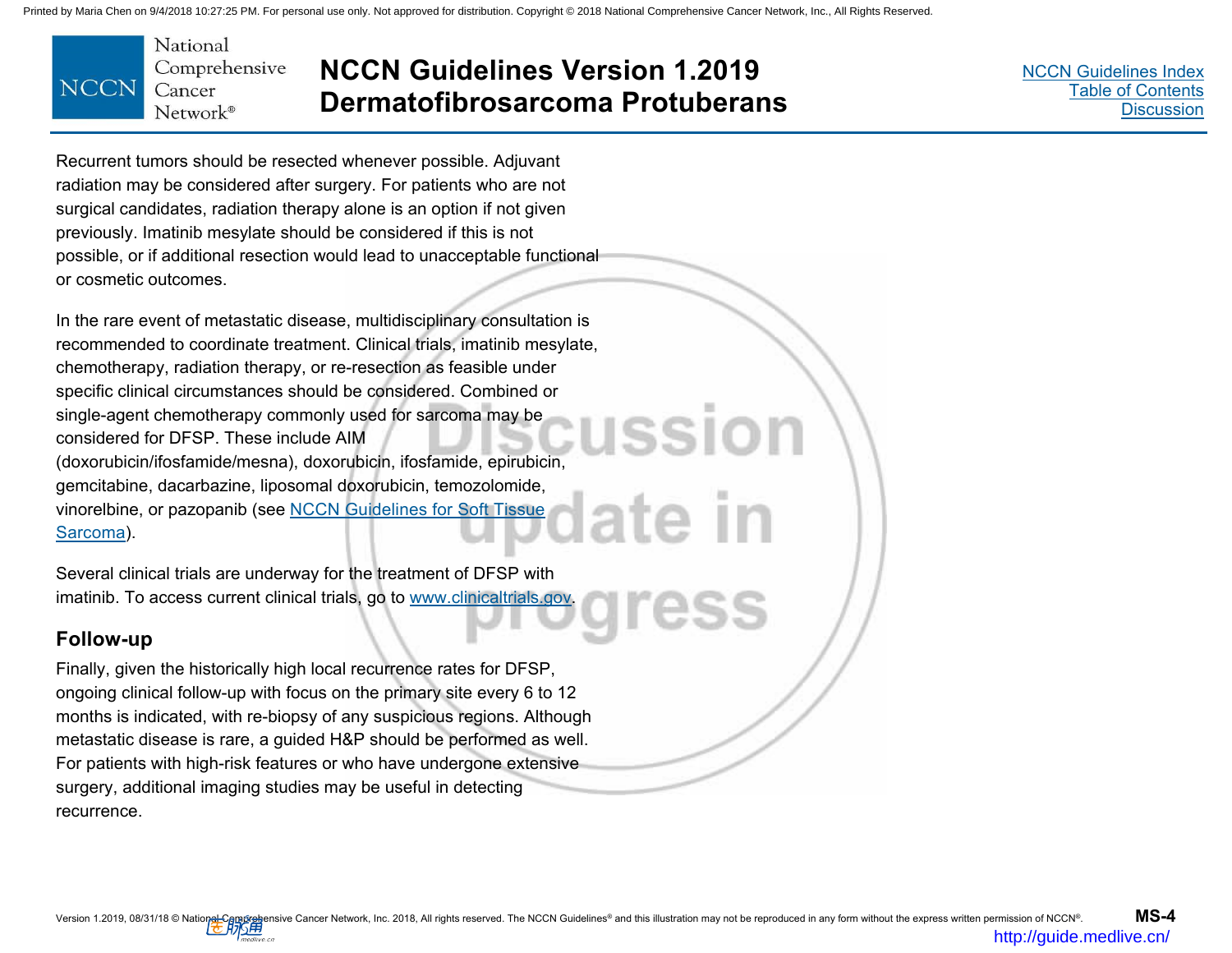Recurrent tumors should be resected whenever possible. Adjuvant radiation may be considered after surgery. For patients who are not surgical candidates, radiation therapy alone is an option if not given previously. Imatinib mesylate should be considered if this is not possible, or if additional resection would lead to unacceptable functional or cosmetic outcomes.

In the rare event of metastatic disease, multidisciplinary consultation is recommended to coordinate treatment. Clinical trials, imatinib mesylate, chemotherapy, radiation therapy, or re-resection as feasible under specific clinical circumstances should be considered. Combined or single-agent chemotherapy commonly used for sarcoma may be considered for DFSP. These include AIM (doxorubicin/ifosfamide/mesna), doxorubicin, ifosfamide, epirubicin, gemcitabine, dacarbazine, liposomal doxorubicin, temozolomide, vinorelbine, or pazopanib (see NCCN Guidelines for Soft Tissue Sarcoma).

Several clinical trials are underway for the treatment of DFSP with imatinib. To access current clinical trials, go to www.clinicaltrials.gov.

## Follow-up

Finally, given the historically high local recurrence rates for DFSP, ongoing clinical follow-up with focus on the primary site every 6 to 12 months is indicated, with re-biopsy of any suspicious regions. Although metastatic disease is rare, a guided H&P should be performed as well. For patients with high-risk features or who have undergone extensive surgery, additional imaging studies may be useful in detecting recurrence.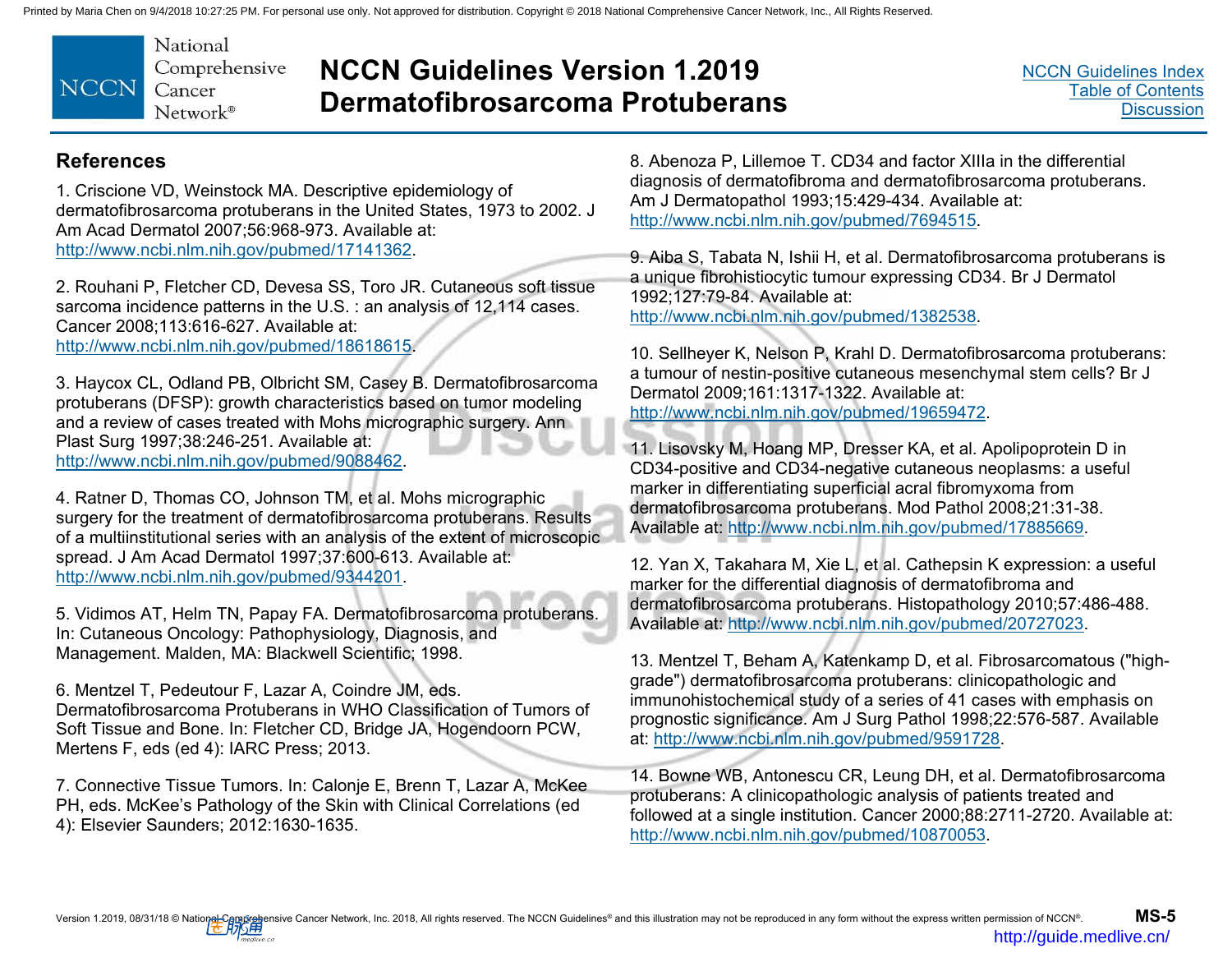## References

1. Criscione VD, Weinstock MA. Descriptive epidemiology of dermatofibrosarcoma protuberans in the United States, 1973 to 2002. J Am Acad Dermatol 2007;56:968-973. Available at: http://www.ncbi.nlm.nih.gov/pubmed/17141362.

2. Rouhani P, Fletcher CD, Devesa SS, Toro JR. Cutaneous soft tissue sarcoma incidence patterns in the U.S. : an analysis of 12,114 cases. Cancer 2008;113:616-627. Available at: http://www.ncbi.nlm.nih.gov/pubmed/18618615.

3. Haycox CL, Odland PB, Olbricht SM, Casey B. Dermatofibrosarcoma protuberans (DFSP): growth characteristics based on tumor modeling and a review of cases treated with Mohs micrographic surgery. Ann Plast Surg 1997;38:246-251. Available at: http://www.ncbi.nlm.nih.gov/pubmed/9088462.

4. Ratner D, Thomas CO, Johnson TM, et al. Mohs micrographic surgery for the treatment of dermatofibrosarcoma protuberans. Results of a multiinstitutional series with an analysis of the extent of microscopic spread. J Am Acad Dermatol 1997;37:600-613. Available at: http://www.ncbi.nlm.nih.gov/pubmed/9344201.

5. Vidimos AT, Helm TN, Papay FA. Dermatofibrosarcoma protuberans. In: Cutaneous Oncology: Pathophysiology, Diagnosis, and Management. Malden, MA: Blackwell Scientific; 1998.

6. Mentzel T, Pedeutour F, Lazar A, Coindre JM, eds. Dermatofibrosarcoma Protuberans in WHO Classification of Tumors of Soft Tissue and Bone. In: Fletcher CD, Bridge JA, Hogendoorn PCW, Mertens F, eds (ed 4): IARC Press; 2013.

7. Connective Tissue Tumors. In: Calonje E, Brenn T, Lazar A, McKee PH, eds. McKee's Pathology of the Skin with Clinical Correlations (ed 4): Elsevier Saunders; 2012:1630-1635.

8. Abenoza P, Lillemoe T. CD34 and factor XIIIa in the differential diagnosis of dermatofibroma and dermatofibrosarcoma protuberans. Am J Dermatopathol 1993;15:429-434. Available at: http://www.ncbi.nlm.nih.gov/pubmed/7694515.

9. Aiba S, Tabata N, Ishii H, et al. Dermatofibrosarcoma protuberans is a unique fibrohistiocytic tumour expressing CD34. Br J Dermatol 1992;127:79-84. Available at: http://www.ncbi.nlm.nih.gov/pubmed/1382538.

10. Sellheyer K, Nelson P, Krahl D. Dermatofibrosarcoma protuberans: a tumour of nestin-positive cutaneous mesenchymal stem cells? Br J Dermatol 2009;161:1317-1322. Available at: http://www.ncbi.nlm.nih.gov/pubmed/19659472.

11. Lisovsky M, Hoang MP, Dresser KA, et al. Apolipoprotein D in CD34-positive and CD34-negative cutaneous neoplasms: a useful marker in differentiating superficial acral fibromyxoma from dermatofibrosarcoma protuberans. Mod Pathol 2008;21:31-38. Available at: http://www.ncbi.nlm.nih.gov/pubmed/17885669.

12. Yan X, Takahara M, Xie L, et al. Cathepsin K expression: a useful marker for the differential diagnosis of dermatofibroma and dermatofibrosarcoma protuberans. Histopathology 2010;57:486-488. Available at: http://www.ncbi.nlm.nih.gov/pubmed/20727023.

13. Mentzel T, Beham A, Katenkamp D, et al. Fibrosarcomatous ("high-grade") dermatofibrosarcoma protuberans: clinicopathologic and immunohistochemical study of a series of 41 cases with emphasis on prognostic significance. Am J Surg Pathol 1998;22:576-587. Available at: http://www.ncbi.nlm.nih.gov/pubmed/9591728.

14. Bowne WB, Antonescu CR, Leung DH, et al. Dermatofibrosarcoma protuberans: A clinicopathologic analysis of patients treated and followed at a single institution. Cancer 2000;88:2711-2720. Available at: http://www.ncbi.nlm.nih.gov/pubmed/10870053.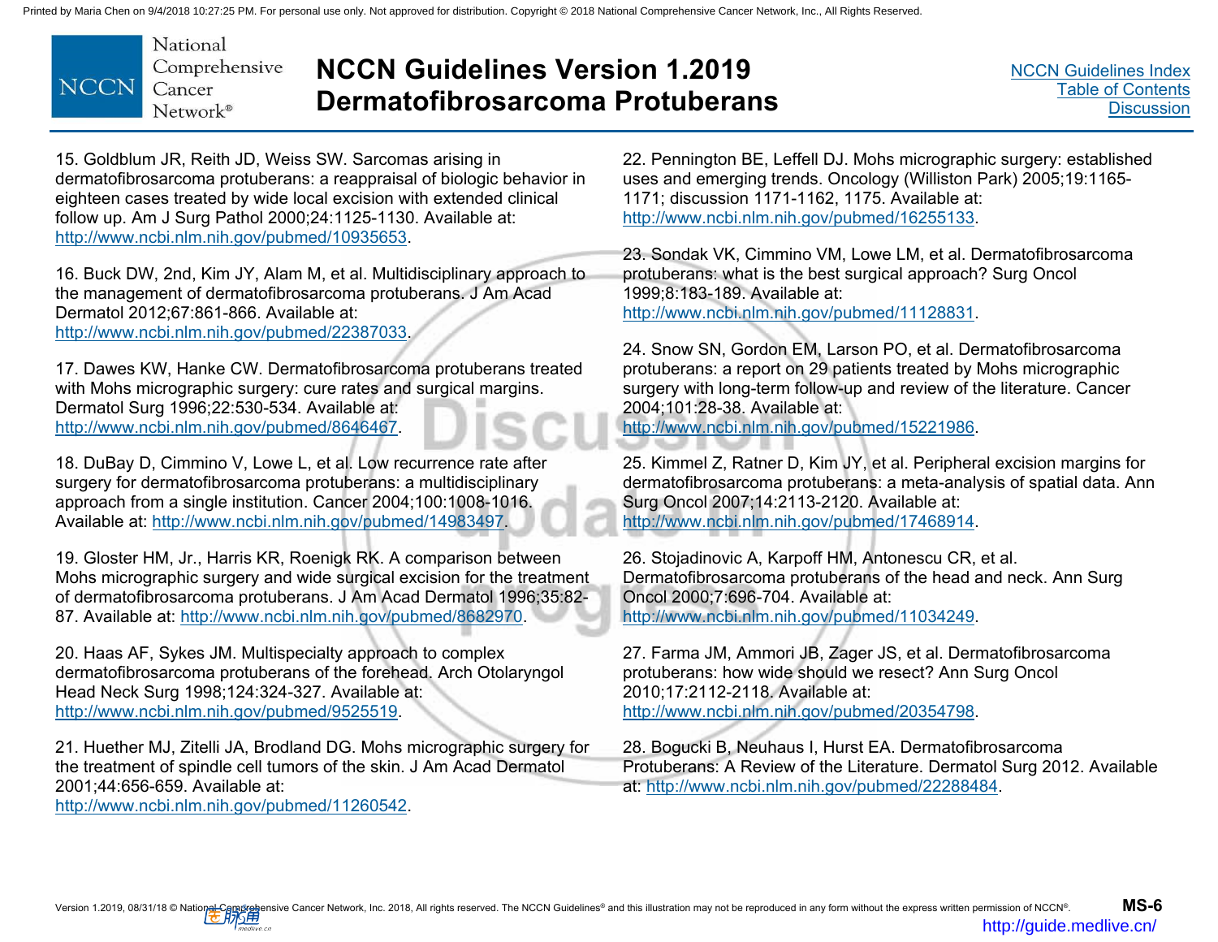15. Goldblum JR, Reith JD, Weiss SW. Sarcomas arising in dermatofibrosarcoma protuberans: a reappraisal of biologic behavior in eighteen cases treated by wide local excision with extended clinical follow up. Am J Surg Pathol 2000;24:1125-1130. Available at: http://www.ncbi.nlm.nih.gov/pubmed/10935653.

16. Buck DW, 2nd, Kim JY, Alam M, et al. Multidisciplinary approach to the management of dermatofibrosarcoma protuberans. J Am Acad Dermatol 2012;67:861-866. Available at: http://www.ncbi.nlm.nih.gov/pubmed/22387033.

17. Dawes KW, Hanke CW. Dermatofibrosarcoma protuberans treated with Mohs micrographic surgery: cure rates and surgical margins. Dermatol Surg 1996;22:530-534. Available at: http://www.ncbi.nlm.nih.gov/pubmed/8646467.

18. DuBay D, Cimmino V, Lowe L, et al. Low recurrence rate after surgery for dermatofibrosarcoma protuberans: a multidisciplinary approach from a single institution. Cancer 2004;100:1008-1016. Available at: http://www.ncbi.nlm.nih.gov/pubmed/14983497.

19. Gloster HM, Jr., Harris KR, Roenigk RK. A comparison between Mohs micrographic surgery and wide surgical excision for the treatment of dermatofibrosarcoma protuberans. J Am Acad Dermatol 1996;35:82-87. Available at: http://www.ncbi.nlm.nih.gov/pubmed/8682970.

20. Haas AF, Sykes JM. Multispecialty approach to complex dermatofibrosarcoma protuberans of the forehead. Arch Otolaryngol Head Neck Surg 1998;124:324-327. Available at: http://www.ncbi.nlm.nih.gov/pubmed/9525519.

21. Huether MJ, Zitelli JA, Brodland DG. Mohs micrographic surgery for the treatment of spindle cell tumors of the skin. J Am Acad Dermatol 2001;44:656-659. Available at: http://www.ncbi.nlm.nih.gov/pubmed/11260542.

22. Pennington BE, Leffell DJ. Mohs micrographic surgery: established uses and emerging trends. Oncology (Williston Park) 2005;19:1165-1171; discussion 1171-1162, 1175. Available at: http://www.ncbi.nlm.nih.gov/pubmed/16255133.

23. Sondak VK, Cimmino VM, Lowe LM, et al. Dermatofibrosarcoma protuberans: what is the best surgical approach? Surg Oncol 1999;8:183-189. Available at: http://www.ncbi.nlm.nih.gov/pubmed/11128831.

24. Snow SN, Gordon EM, Larson PO, et al. Dermatofibrosarcoma protuberans: a report on 29 patients treated by Mohs micrographic surgery with long-term follow-up and review of the literature. Cancer 2004;101:28-38. Available at: http://www.ncbi.nlm.nih.gov/pubmed/15221986.

25. Kimmel Z, Ratner D, Kim JY, et al. Peripheral excision margins for dermatofibrosarcoma protuberans: a meta-analysis of spatial data. Ann Surg Oncol 2007;14:2113-2120. Available at: http://www.ncbi.nlm.nih.gov/pubmed/17468914.

26. Stojadinovic A, Karpoff HM, Antonescu CR, et al. Dermatofibrosarcoma protuberans of the head and neck. Ann Surg Oncol 2000;7:696-704. Available at: http://www.ncbi.nlm.nih.gov/pubmed/11034249.

27. Farma JM, Ammori JB, Zager JS, et al. Dermatofibrosarcoma protuberans: how wide should we resect? Ann Surg Oncol 2010;17:2112-2118. Available at: http://www.ncbi.nlm.nih.gov/pubmed/20354798.

28. Bogucki B, Neuhaus I, Hurst EA. Dermatofibrosarcoma Protuberans: A Review of the Literature. Dermatol Surg 2012. Available at: http://www.ncbi.nlm.nih.gov/pubmed/22288484.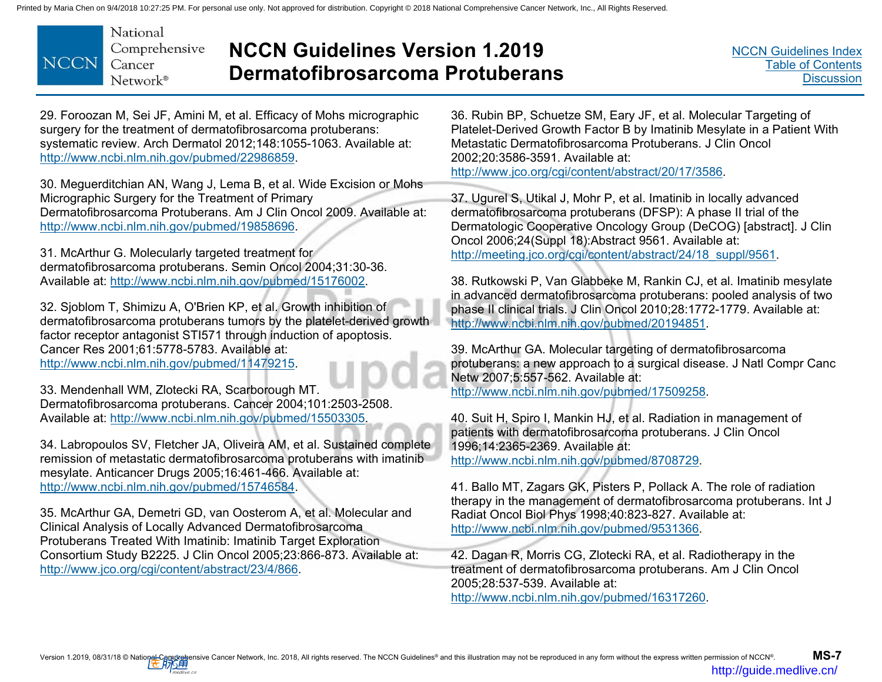29. Foroozan M, Sei JF, Amini M, et al. Efficacy of Mohs micrographic surgery for the treatment of dermatofibrosarcoma protuberans: systematic review. Arch Dermatol 2012;148:1055-1063. Available at: http://www.ncbi.nlm.nih.gov/pubmed/22986859.

30. Meguerditchian AN, Wang J, Lema B, et al. Wide Excision or Mohs Micrographic Surgery for the Treatment of Primary Dermatofibrosarcoma Protuberans. Am J Clin Oncol 2009. Available at: http://www.ncbi.nlm.nih.gov/pubmed/19858696.

31. McArthur G. Molecularly targeted treatment for dermatofibrosarcoma protuberans. Semin Oncol 2004;31:30-36. Available at: http://www.ncbi.nlm.nih.gov/pubmed/15176002.

32. Sjoblom T, Shimizu A, O'Brien KP, et al. Growth inhibition of dermatofibrosarcoma protuberans tumors by the platelet-derived growth factor receptor antagonist STI571 through induction of apoptosis. Cancer Res 2001;61:5778-5783. Available at: http://www.ncbi.nlm.nih.gov/pubmed/11479215.

33. Mendenhall WM, Zlotecki RA, Scarborough MT. Dermatofibrosarcoma protuberans. Cancer 2004;101:2503-2508. Available at: http://www.ncbi.nlm.nih.gov/pubmed/15503305.

34. Labropoulos SV, Fletcher JA, Oliveira AM, et al. Sustained complete remission of metastatic dermatofibrosarcoma protuberans with imatinib mesylate. Anticancer Drugs 2005;16:461-466. Available at: http://www.ncbi.nlm.nih.gov/pubmed/15746584.

35. McArthur GA, Demetri GD, van Oosterom A, et al. Molecular and Clinical Analysis of Locally Advanced Dermatofibrosarcoma Protuberans Treated With Imatinib: Imatinib Target Exploration Consortium Study B2225. J Clin Oncol 2005;23:866-873. Available at: http://www.jco.org/cgi/content/abstract/23/4/866.

36. Rubin BP, Schuetze SM, Eary JF, et al. Molecular Targeting of Platelet-Derived Growth Factor B by Imatinib Mesylate in a Patient With Metastatic Dermatofibrosarcoma Protuberans. J Clin Oncol 2002;20:3586-3591. Available at: http://www.jco.org/cgi/content/abstract/20/17/3586.

37. Ugurel S, Utikal J, Mohr P, et al. Imatinib in locally advanced dermatofibrosarcoma protuberans (DFSP): A phase II trial of the Dermatologic Cooperative Oncology Group (DeCOG) [abstract]. J Clin Oncol 2006;24(Suppl 18):Abstract 9561. Available at: http://meeting.jco.org/cgi/content/abstract/24/18_suppl/9561.

38. Rutkowski P, Van Glabbeke M, Rankin CJ, et al. Imatinib mesylate in advanced dermatofibrosarcoma protuberans: pooled analysis of two phase II clinical trials. J Clin Oncol 2010;28:1772-1779. Available at: http://www.ncbi.nlm.nih.gov/pubmed/20194851.

39. McArthur GA. Molecular targeting of dermatofibrosarcoma protuberans: a new approach to a surgical disease. J Natl Compr Canc Netw 2007;5:557-562. Available at: http://www.ncbi.nlm.nih.gov/pubmed/17509258.

40. Suit H, Spiro I, Mankin HJ, et al. Radiation in management of patients with dermatofibrosarcoma protuberans. J Clin Oncol 1996;14:2365-2369. Available at: http://www.ncbi.nlm.nih.gov/pubmed/8708729.

41. Ballo MT, Zagars GK, Pisters P, Pollack A. The role of radiation therapy in the management of dermatofibrosarcoma protuberans. Int J Radiat Oncol Biol Phys 1998;40:823-827. Available at: http://www.ncbi.nlm.nih.gov/pubmed/9531366.

42. Dagan R, Morris CG, Zlotecki RA, et al. Radiotherapy in the treatment of dermatofibrosarcoma protuberans. Am J Clin Oncol 2005;28:537-539. Available at: http://www.ncbi.nlm.nih.gov/pubmed/16317260.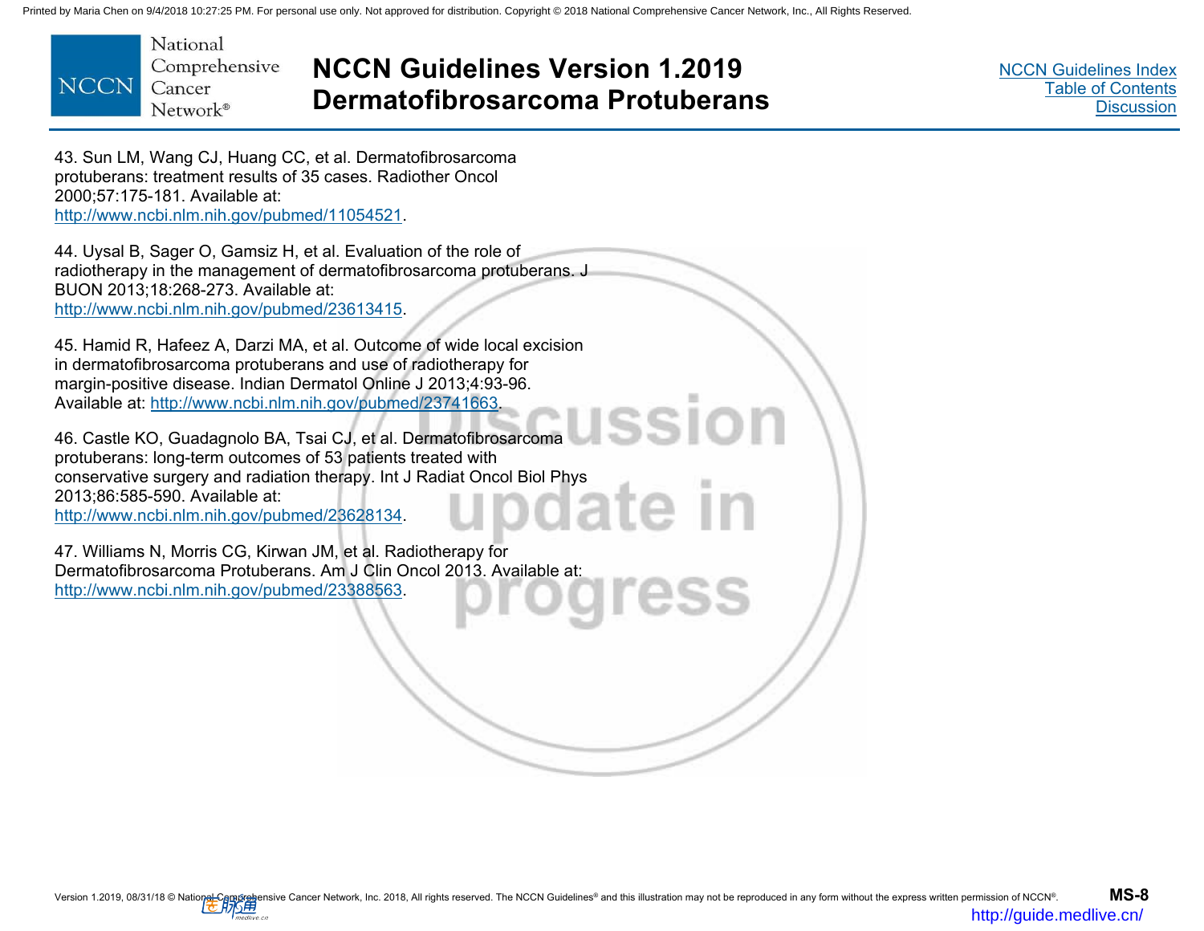43. Sun LM, Wang CJ, Huang CC, et al. Dermatofibrosarcoma protuberans: treatment results of 35 cases. Radiother Oncol 2000;57:175-181. Available at: http://www.ncbi.nlm.nih.gov/pubmed/11054521.

44. Uysal B, Sager O, Gamsiz H, et al. Evaluation of the role of radiotherapy in the management of dermatofibrosarcoma protuberans. J BUON 2013;18:268-273. Available at: http://www.ncbi.nlm.nih.gov/pubmed/23613415.

45. Hamid R, Hafeez A, Darzi MA, et al. Outcome of wide local excision in dermatofibrosarcoma protuberans and use of radiotherapy for margin-positive disease. Indian Dermatol Online J 2013;4:93-96. Available at: http://www.ncbi.nlm.nih.gov/pubmed/23741663.

46. Castle KO, Guadagnolo BA, Tsai CJ, et al. Dermatofibrosarcoma protuberans: long-term outcomes of 53 patients treated with conservative surgery and radiation therapy. Int J Radiat Oncol Biol Phys 2013;86:585-590. Available at: http://www.ncbi.nlm.nih.gov/pubmed/23628134.

47. Williams N, Morris CG, Kirwan JM, et al. Radiotherapy for Dermatofibrosarcoma Protuberans. Am J Clin Oncol 2013. Available at: http://www.ncbi.nlm.nih.gov/pubmed/23388563.